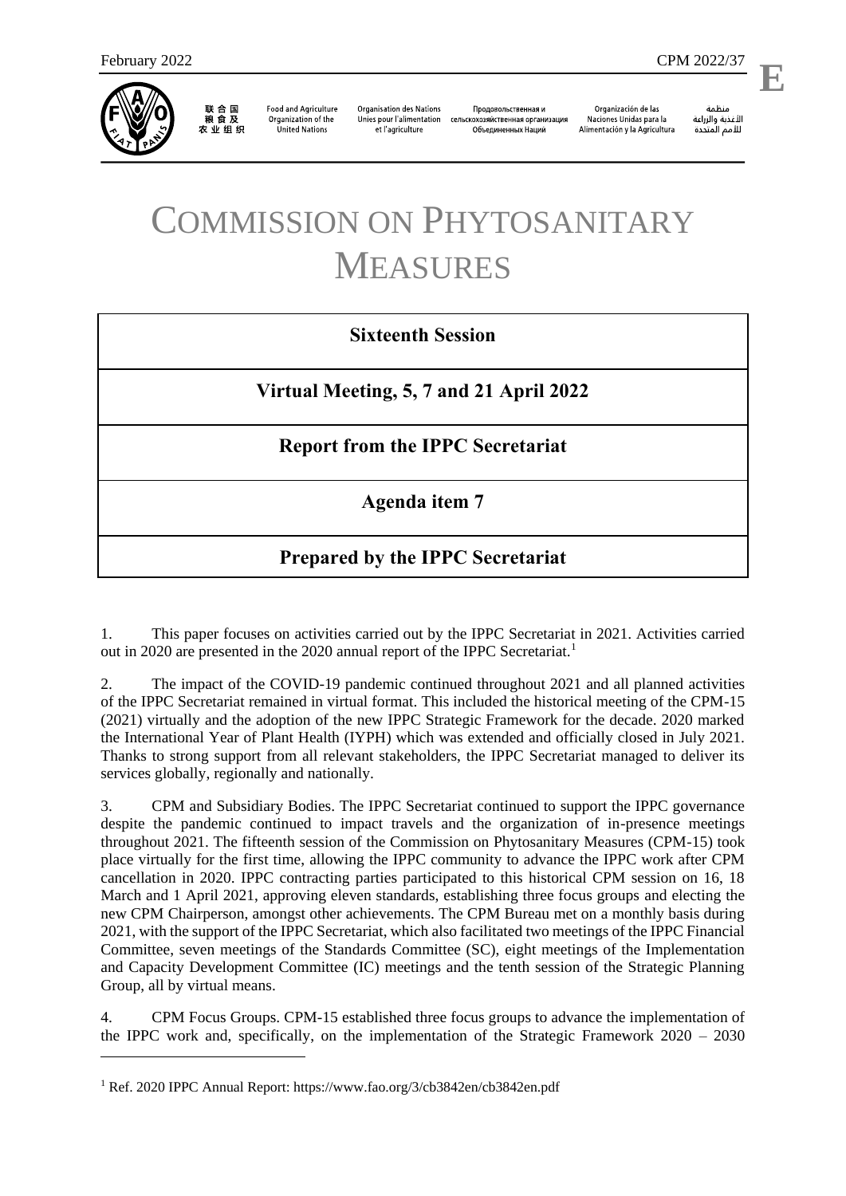February 2022 CPM 2022/37

E

联合国粮食及农业组织 | Food and Agriculture Organization of the United Nations | Organisation des Nations Unies pour l'alimentation et l'agriculture | Продовольственная и сельскохозяйственная организация Объединенных Наций | Organización de las Naciones Unidas para la Alimentación y la Agricultura | منظمة الأغذية والزراعة للأمم المتحدة

# COMMISSION ON PHYTOSANITARY MEASURES

**Sixteenth Session**

**Virtual Meeting, 5, 7 and 21 April 2022**

**Report from the IPPC Secretariat**

**Agenda item 7**

**Prepared by the IPPC Secretariat**

1. This paper focuses on activities carried out by the IPPC Secretariat in 2021. Activities carried out in 2020 are presented in the 2020 annual report of the IPPC Secretariat.[1]

2. The impact of the COVID-19 pandemic continued throughout 2021 and all planned activities of the IPPC Secretariat remained in virtual format. This included the historical meeting of the CPM-15 (2021) virtually and the adoption of the new IPPC Strategic Framework for the decade. 2020 marked the International Year of Plant Health (IYPH) which was extended and officially closed in July 2021. Thanks to strong support from all relevant stakeholders, the IPPC Secretariat managed to deliver its services globally, regionally and nationally.

3. CPM and Subsidiary Bodies. The IPPC Secretariat continued to support the IPPC governance despite the pandemic continued to impact travels and the organization of in-presence meetings throughout 2021. The fifteenth session of the Commission on Phytosanitary Measures (CPM-15) took place virtually for the first time, allowing the IPPC community to advance the IPPC work after CPM cancellation in 2020. IPPC contracting parties participated to this historical CPM session on 16, 18 March and 1 April 2021, approving eleven standards, establishing three focus groups and electing the new CPM Chairperson, amongst other achievements. The CPM Bureau met on a monthly basis during 2021, with the support of the IPPC Secretariat, which also facilitated two meetings of the IPPC Financial Committee, seven meetings of the Standards Committee (SC), eight meetings of the Implementation and Capacity Development Committee (IC) meetings and the tenth session of the Strategic Planning Group, all by virtual means.

4. CPM Focus Groups. CPM-15 established three focus groups to advance the implementation of the IPPC work and, specifically, on the implementation of the Strategic Framework 2020 – 2030

[1] Ref. 2020 IPPC Annual Report: https://www.fao.org/3/cb3842en/cb3842en.pdf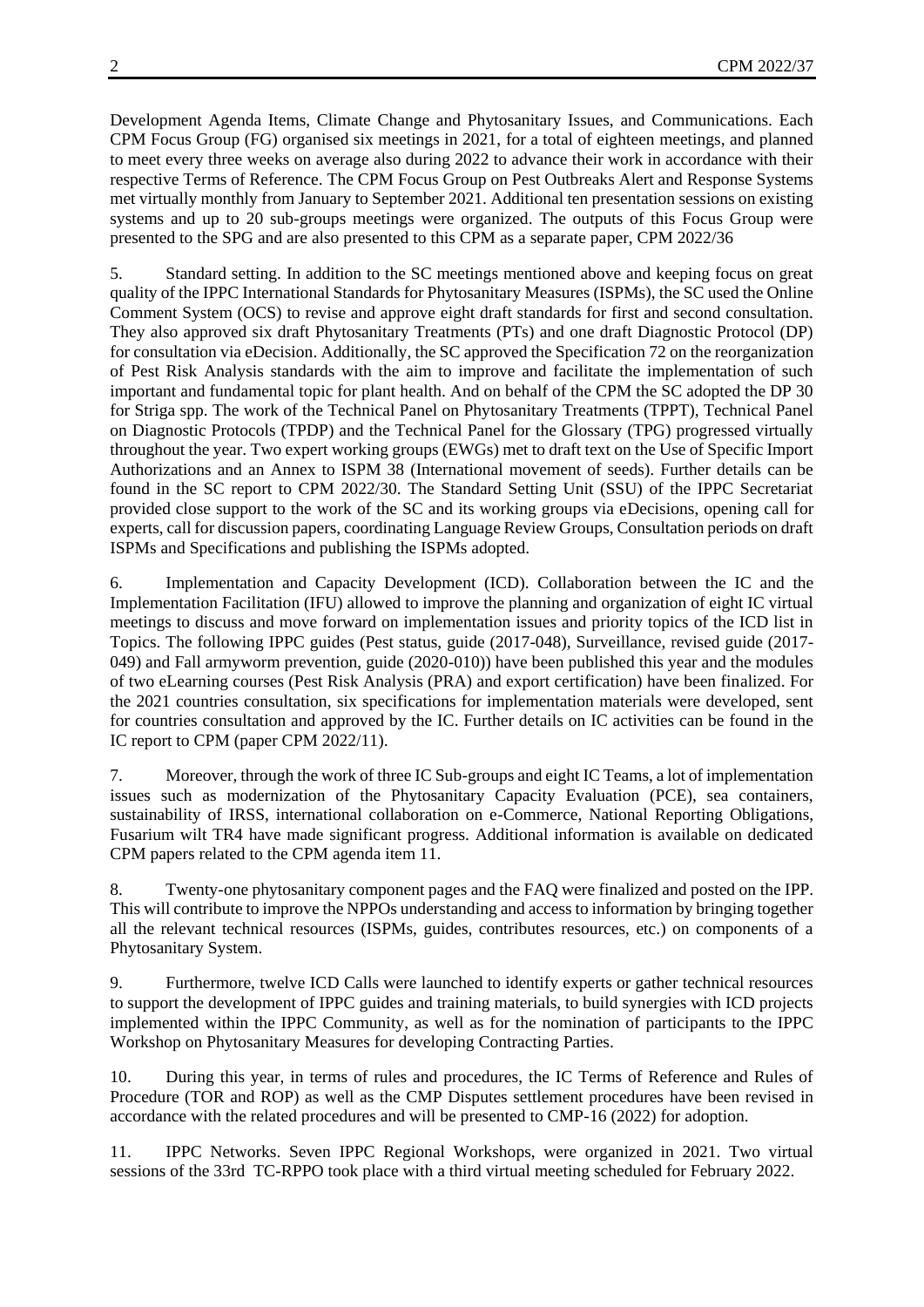Development Agenda Items, Climate Change and Phytosanitary Issues, and Communications. Each CPM Focus Group (FG) organised six meetings in 2021, for a total of eighteen meetings, and planned to meet every three weeks on average also during 2022 to advance their work in accordance with their respective Terms of Reference. The CPM Focus Group on Pest Outbreaks Alert and Response Systems met virtually monthly from January to September 2021. Additional ten presentation sessions on existing systems and up to 20 sub-groups meetings were organized. The outputs of this Focus Group were presented to the SPG and are also presented to this CPM as a separate paper, CPM 2022/36

5. Standard setting. In addition to the SC meetings mentioned above and keeping focus on great quality of the IPPC International Standards for Phytosanitary Measures (ISPMs), the SC used the Online Comment System (OCS) to revise and approve eight draft standards for first and second consultation. They also approved six draft Phytosanitary Treatments (PTs) and one draft Diagnostic Protocol (DP) for consultation via eDecision. Additionally, the SC approved the Specification 72 on the reorganization of Pest Risk Analysis standards with the aim to improve and facilitate the implementation of such important and fundamental topic for plant health. And on behalf of the CPM the SC adopted the DP 30 for Striga spp. The work of the Technical Panel on Phytosanitary Treatments (TPPT), Technical Panel on Diagnostic Protocols (TPDP) and the Technical Panel for the Glossary (TPG) progressed virtually throughout the year. Two expert working groups (EWGs) met to draft text on the Use of Specific Import Authorizations and an Annex to ISPM 38 (International movement of seeds). Further details can be found in the SC report to CPM 2022/30. The Standard Setting Unit (SSU) of the IPPC Secretariat provided close support to the work of the SC and its working groups via eDecisions, opening call for experts, call for discussion papers, coordinating Language Review Groups, Consultation periods on draft ISPMs and Specifications and publishing the ISPMs adopted.

6. Implementation and Capacity Development (ICD). Collaboration between the IC and the Implementation Facilitation (IFU) allowed to improve the planning and organization of eight IC virtual meetings to discuss and move forward on implementation issues and priority topics of the ICD list in Topics. The following IPPC guides (Pest status, guide (2017-048), Surveillance, revised guide (2017-049) and Fall armyworm prevention, guide (2020-010)) have been published this year and the modules of two eLearning courses (Pest Risk Analysis (PRA) and export certification) have been finalized. For the 2021 countries consultation, six specifications for implementation materials were developed, sent for countries consultation and approved by the IC. Further details on IC activities can be found in the IC report to CPM (paper CPM 2022/11).

7. Moreover, through the work of three IC Sub-groups and eight IC Teams, a lot of implementation issues such as modernization of the Phytosanitary Capacity Evaluation (PCE), sea containers, sustainability of IRSS, international collaboration on e-Commerce, National Reporting Obligations, Fusarium wilt TR4 have made significant progress. Additional information is available on dedicated CPM papers related to the CPM agenda item 11.

8. Twenty-one phytosanitary component pages and the FAQ were finalized and posted on the IPP. This will contribute to improve the NPPOs understanding and access to information by bringing together all the relevant technical resources (ISPMs, guides, contributes resources, etc.) on components of a Phytosanitary System.

9. Furthermore, twelve ICD Calls were launched to identify experts or gather technical resources to support the development of IPPC guides and training materials, to build synergies with ICD projects implemented within the IPPC Community, as well as for the nomination of participants to the IPPC Workshop on Phytosanitary Measures for developing Contracting Parties.

10. During this year, in terms of rules and procedures, the IC Terms of Reference and Rules of Procedure (TOR and ROP) as well as the CMP Disputes settlement procedures have been revised in accordance with the related procedures and will be presented to CMP-16 (2022) for adoption.

11. IPPC Networks. Seven IPPC Regional Workshops, were organized in 2021. Two virtual sessions of the 33rd TC-RPPO took place with a third virtual meeting scheduled for February 2022.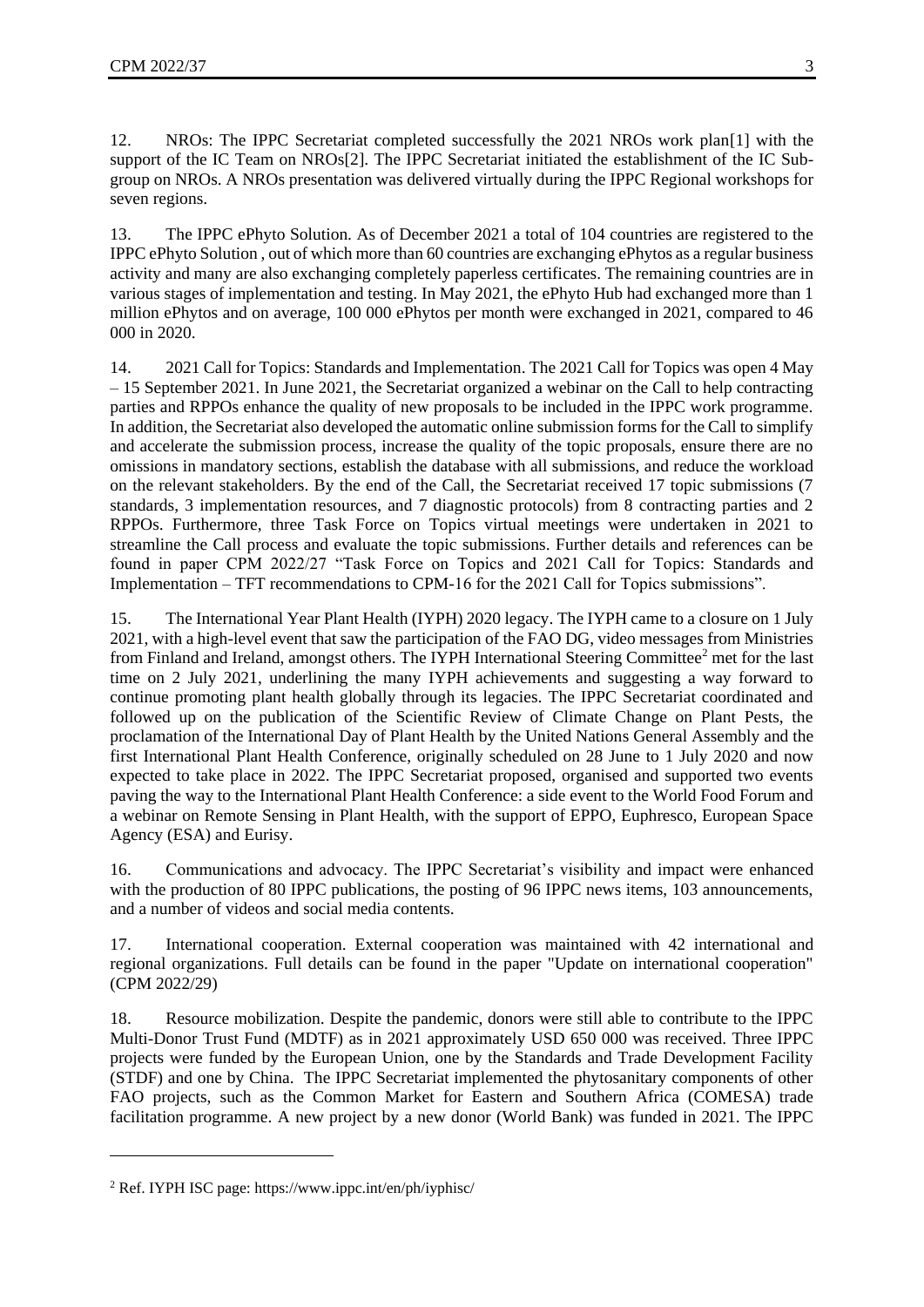12. NROs: The IPPC Secretariat completed successfully the 2021 NROs work plan[1] with the support of the IC Team on NROs[2]. The IPPC Secretariat initiated the establishment of the IC Sub-group on NROs. A NROs presentation was delivered virtually during the IPPC Regional workshops for seven regions.

13. The IPPC ePhyto Solution. As of December 2021 a total of 104 countries are registered to the IPPC ePhyto Solution , out of which more than 60 countries are exchanging ePhytos as a regular business activity and many are also exchanging completely paperless certificates. The remaining countries are in various stages of implementation and testing. In May 2021, the ePhyto Hub had exchanged more than 1 million ePhytos and on average, 100 000 ePhytos per month were exchanged in 2021, compared to 46 000 in 2020.

14. 2021 Call for Topics: Standards and Implementation. The 2021 Call for Topics was open 4 May – 15 September 2021. In June 2021, the Secretariat organized a webinar on the Call to help contracting parties and RPPOs enhance the quality of new proposals to be included in the IPPC work programme. In addition, the Secretariat also developed the automatic online submission forms for the Call to simplify and accelerate the submission process, increase the quality of the topic proposals, ensure there are no omissions in mandatory sections, establish the database with all submissions, and reduce the workload on the relevant stakeholders. By the end of the Call, the Secretariat received 17 topic submissions (7 standards, 3 implementation resources, and 7 diagnostic protocols) from 8 contracting parties and 2 RPPOs. Furthermore, three Task Force on Topics virtual meetings were undertaken in 2021 to streamline the Call process and evaluate the topic submissions. Further details and references can be found in paper CPM 2022/27 "Task Force on Topics and 2021 Call for Topics: Standards and Implementation – TFT recommendations to CPM-16 for the 2021 Call for Topics submissions".

15. The International Year Plant Health (IYPH) 2020 legacy. The IYPH came to a closure on 1 July 2021, with a high-level event that saw the participation of the FAO DG, video messages from Ministries from Finland and Ireland, amongst others. The IYPH International Steering Committee[2] met for the last time on 2 July 2021, underlining the many IYPH achievements and suggesting a way forward to continue promoting plant health globally through its legacies. The IPPC Secretariat coordinated and followed up on the publication of the Scientific Review of Climate Change on Plant Pests, the proclamation of the International Day of Plant Health by the United Nations General Assembly and the first International Plant Health Conference, originally scheduled on 28 June to 1 July 2020 and now expected to take place in 2022. The IPPC Secretariat proposed, organised and supported two events paving the way to the International Plant Health Conference: a side event to the World Food Forum and a webinar on Remote Sensing in Plant Health, with the support of EPPO, Euphresco, European Space Agency (ESA) and Eurisy.

16. Communications and advocacy. The IPPC Secretariat's visibility and impact were enhanced with the production of 80 IPPC publications, the posting of 96 IPPC news items, 103 announcements, and a number of videos and social media contents.

17. International cooperation. External cooperation was maintained with 42 international and regional organizations. Full details can be found in the paper "Update on international cooperation" (CPM 2022/29)

18. Resource mobilization. Despite the pandemic, donors were still able to contribute to the IPPC Multi-Donor Trust Fund (MDTF) as in 2021 approximately USD 650 000 was received. Three IPPC projects were funded by the European Union, one by the Standards and Trade Development Facility (STDF) and one by China. The IPPC Secretariat implemented the phytosanitary components of other FAO projects, such as the Common Market for Eastern and Southern Africa (COMESA) trade facilitation programme. A new project by a new donor (World Bank) was funded in 2021. The IPPC

---

[2] Ref. IYPH ISC page: https://www.ippc.int/en/ph/iyphisc/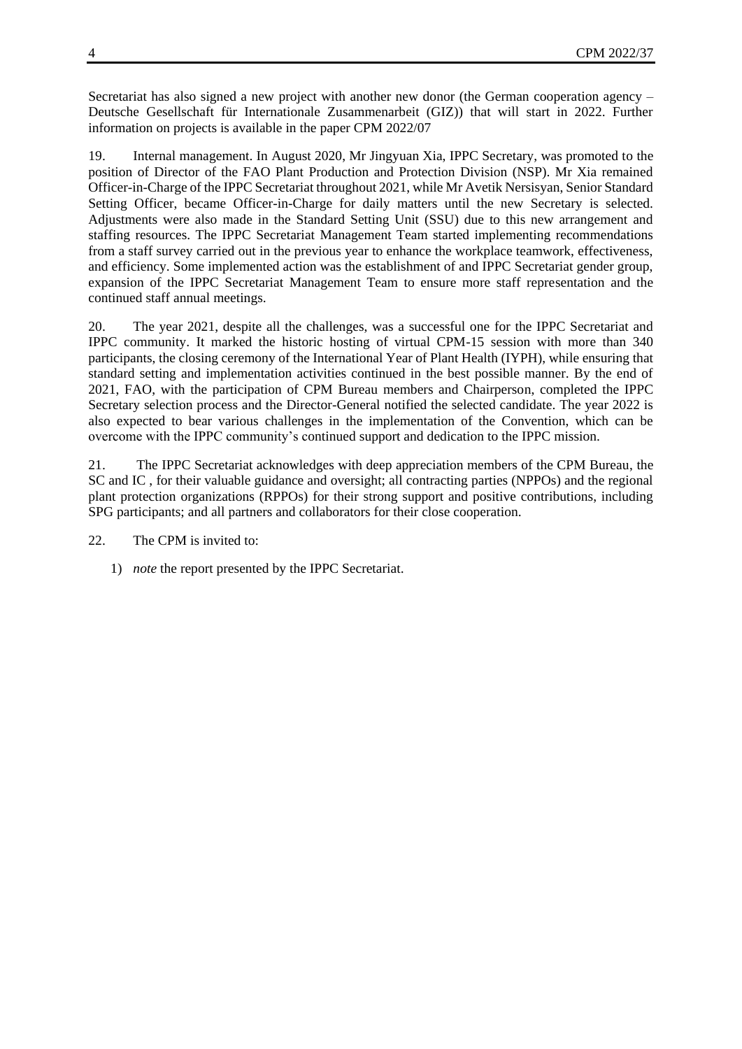Secretariat has also signed a new project with another new donor (the German cooperation agency – Deutsche Gesellschaft für Internationale Zusammenarbeit (GIZ)) that will start in 2022. Further information on projects is available in the paper CPM 2022/07

19. Internal management. In August 2020, Mr Jingyuan Xia, IPPC Secretary, was promoted to the position of Director of the FAO Plant Production and Protection Division (NSP). Mr Xia remained Officer-in-Charge of the IPPC Secretariat throughout 2021, while Mr Avetik Nersisyan, Senior Standard Setting Officer, became Officer-in-Charge for daily matters until the new Secretary is selected. Adjustments were also made in the Standard Setting Unit (SSU) due to this new arrangement and staffing resources. The IPPC Secretariat Management Team started implementing recommendations from a staff survey carried out in the previous year to enhance the workplace teamwork, effectiveness, and efficiency. Some implemented action was the establishment of and IPPC Secretariat gender group, expansion of the IPPC Secretariat Management Team to ensure more staff representation and the continued staff annual meetings.

20. The year 2021, despite all the challenges, was a successful one for the IPPC Secretariat and IPPC community. It marked the historic hosting of virtual CPM-15 session with more than 340 participants, the closing ceremony of the International Year of Plant Health (IYPH), while ensuring that standard setting and implementation activities continued in the best possible manner. By the end of 2021, FAO, with the participation of CPM Bureau members and Chairperson, completed the IPPC Secretary selection process and the Director-General notified the selected candidate. The year 2022 is also expected to bear various challenges in the implementation of the Convention, which can be overcome with the IPPC community's continued support and dedication to the IPPC mission.

21. The IPPC Secretariat acknowledges with deep appreciation members of the CPM Bureau, the SC and IC , for their valuable guidance and oversight; all contracting parties (NPPOs) and the regional plant protection organizations (RPPOs) for their strong support and positive contributions, including SPG participants; and all partners and collaborators for their close cooperation.

22. The CPM is invited to:

1) *note* the report presented by the IPPC Secretariat.